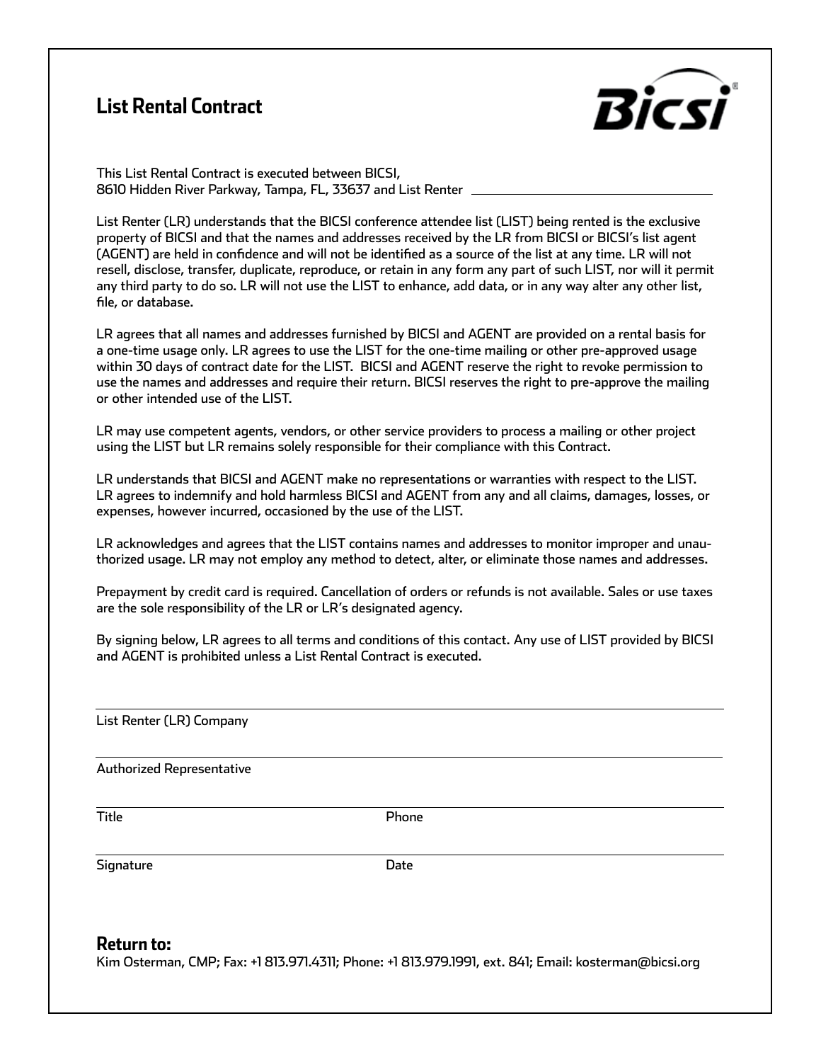# List Rental Contract

This List Rental Contract is executed between BICSI, 
8610 Hidden River Parkway, Tampa, FL, 33637 and List Renter ______________________________

List Renter (LR) understands that the BICSI conference attendee list (LIST) being rented is the exclusive property of BICSI and that the names and addresses received by the LR from BICSI or BICSI's list agent (AGENT) are held in confidence and will not be identified as a source of the list at any time. LR will not resell, disclose, transfer, duplicate, reproduce, or retain in any form any part of such LIST, nor will it permit any third party to do so. LR will not use the LIST to enhance, add data, or in any way alter any other list, file, or database.

LR agrees that all names and addresses furnished by BICSI and AGENT are provided on a rental basis for a one-time usage only. LR agrees to use the LIST for the one-time mailing or other pre-approved usage within 30 days of contract date for the LIST. BICSI and AGENT reserve the right to revoke permission to use the names and addresses and require their return. BICSI reserves the right to pre-approve the mailing or other intended use of the LIST.

LR may use competent agents, vendors, or other service providers to process a mailing or other project using the LIST but LR remains solely responsible for their compliance with this Contract.

LR understands that BICSI and AGENT make no representations or warranties with respect to the LIST. LR agrees to indemnify and hold harmless BICSI and AGENT from any and all claims, damages, losses, or expenses, however incurred, occasioned by the use of the LIST.

LR acknowledges and agrees that the LIST contains names and addresses to monitor improper and unauthorized usage. LR may not employ any method to detect, alter, or eliminate those names and addresses.

Prepayment by credit card is required. Cancellation of orders or refunds is not available. Sales or use taxes are the sole responsibility of the LR or LR's designated agency.

By signing below, LR agrees to all terms and conditions of this contact. Any use of LIST provided by BICSI and AGENT is prohibited unless a List Rental Contract is executed.

______________________________
List Renter (LR) Company

______________________________
Authorized Representative

______________________________
Title | Phone

______________________________
Signature | Date

## Return to:

Kim Osterman, CMP; Fax: +1 813.971.4311; Phone: +1 813.979.1991, ext. 841; Email: kosterman@bicsi.org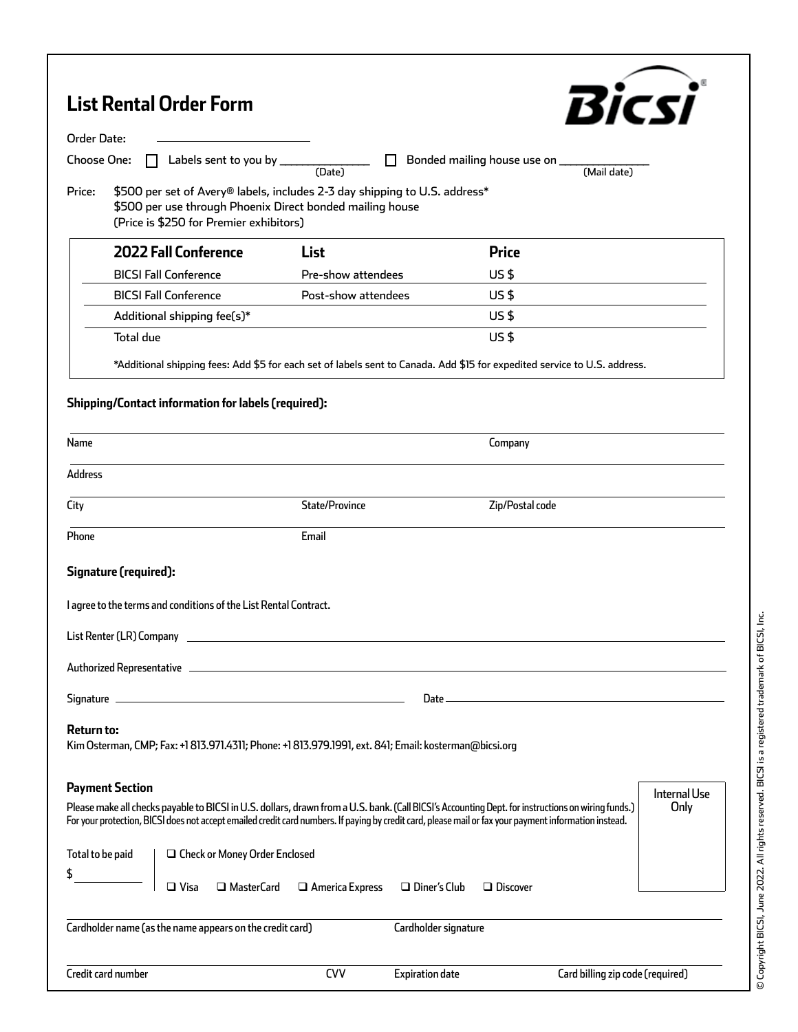# List Rental Order Form

Order Date: ____________________

Choose One: ☐ Labels sent to you by ______________ (Date) ☐ Bonded mailing house use on ______________ (Mail date)

Price: $500 per set of Avery® labels, includes 2-3 day shipping to U.S. address*
$500 per use through Phoenix Direct bonded mailing house
(Price is $250 for Premier exhibitors)

| 2022 Fall Conference | List | Price |
|---|---|---|
| BICSI Fall Conference | Pre-show attendees | US $ |
| BICSI Fall Conference | Post-show attendees | US $ |
| Additional shipping fee(s)* | | US $ |
| Total due | | US $ |

*Additional shipping fees: Add $5 for each set of labels sent to Canada. Add $15 for expedited service to U.S. address.

**Shipping/Contact information for labels (required):**

Name ____________________ Company ____________________

Address ____________________

City ____________________ State/Province ____________________ Zip/Postal code ____________________

Phone ____________________ Email ____________________

**Signature (required):**

I agree to the terms and conditions of the List Rental Contract.

List Renter (LR) Company ____________________

Authorized Representative ____________________

Signature ____________________ Date ____________________

**Return to:**
Kim Osterman, CMP; Fax: +1 813.971.4311; Phone: +1 813.979.1991, ext. 841; Email: kosterman@bicsi.org

**Payment Section**

Please make all checks payable to BICSI in U.S. dollars, drawn from a U.S. bank. (Call BICSI's Accounting Dept. for instructions on wiring funds.) For your protection, BICSI does not accept emailed credit card numbers. If paying by credit card, please mail or fax your payment information instead.

Internal Use Only

Total to be paid
$ __________

☐ Check or Money Order Enclosed

☐ Visa ☐ MasterCard ☐ America Express ☐ Diner's Club ☐ Discover

Cardholder name (as the name appears on the credit card) ____________________ Cardholder signature ____________________

Credit card number ____________________ CVV ________ Expiration date ________ Card billing zip code (required) ________

© Copyright BICSI, June 2022. All rights reserved. BICSI is a registered trademark of BICSI, Inc.